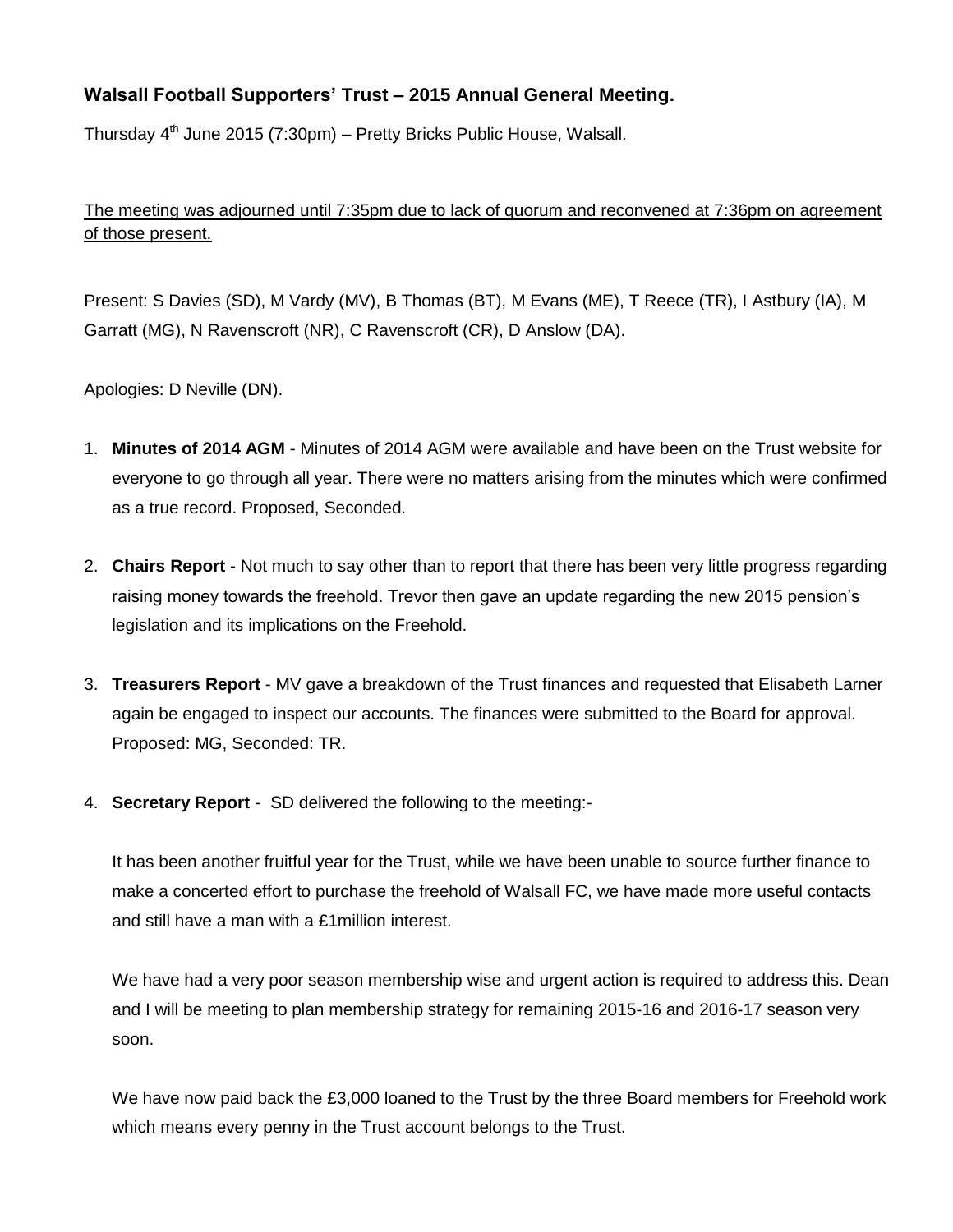### **Walsall Football Supporters' Trust – 2015 Annual General Meeting.**

Thursday 4th June 2015 (7:30pm) – Pretty Bricks Public House, Walsall.

<u>The meeting was adjourned until 7:35pm due to lack of quorum and reconvened at 7:36pm on agreement of those present.</u>

Present: S Davies (SD), M Vardy (MV), B Thomas (BT), M Evans (ME), T Reece (TR), I Astbury (IA), M Garratt (MG), N Ravenscroft (NR), C Ravenscroft (CR), D Anslow (DA).

Apologies: D Neville (DN).

1. **Minutes of 2014 AGM** - Minutes of 2014 AGM were available and have been on the Trust website for everyone to go through all year. There were no matters arising from the minutes which were confirmed as a true record. Proposed, Seconded.

2. **Chairs Report** - Not much to say other than to report that there has been very little progress regarding raising money towards the freehold. Trevor then gave an update regarding the new 2015 pension's legislation and its implications on the Freehold.

3. **Treasurers Report** - MV gave a breakdown of the Trust finances and requested that Elisabeth Larner again be engaged to inspect our accounts. The finances were submitted to the Board for approval. Proposed: MG, Seconded: TR.

4. **Secretary Report** - SD delivered the following to the meeting:-

   It has been another fruitful year for the Trust, while we have been unable to source further finance to make a concerted effort to purchase the freehold of Walsall FC, we have made more useful contacts and still have a man with a £1million interest.

   We have had a very poor season membership wise and urgent action is required to address this. Dean and I will be meeting to plan membership strategy for remaining 2015-16 and 2016-17 season very soon.

   We have now paid back the £3,000 loaned to the Trust by the three Board members for Freehold work which means every penny in the Trust account belongs to the Trust.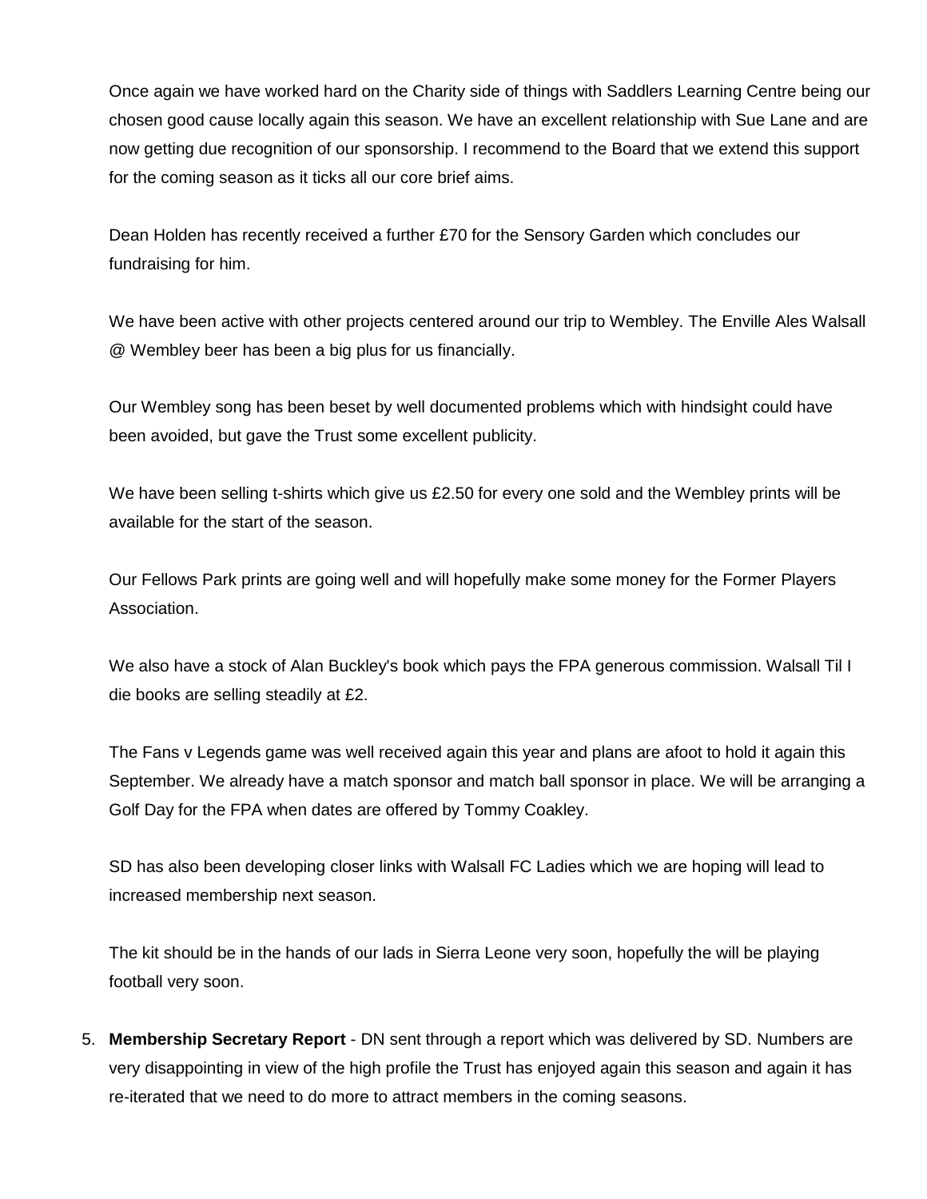Once again we have worked hard on the Charity side of things with Saddlers Learning Centre being our chosen good cause locally again this season. We have an excellent relationship with Sue Lane and are now getting due recognition of our sponsorship. I recommend to the Board that we extend this support for the coming season as it ticks all our core brief aims.

Dean Holden has recently received a further £70 for the Sensory Garden which concludes our fundraising for him.

We have been active with other projects centered around our trip to Wembley. The Enville Ales Walsall @ Wembley beer has been a big plus for us financially.

Our Wembley song has been beset by well documented problems which with hindsight could have been avoided, but gave the Trust some excellent publicity.

We have been selling t-shirts which give us £2.50 for every one sold and the Wembley prints will be available for the start of the season.

Our Fellows Park prints are going well and will hopefully make some money for the Former Players Association.

We also have a stock of Alan Buckley's book which pays the FPA generous commission. Walsall Til I die books are selling steadily at £2.

The Fans v Legends game was well received again this year and plans are afoot to hold it again this September. We already have a match sponsor and match ball sponsor in place. We will be arranging a Golf Day for the FPA when dates are offered by Tommy Coakley.

SD has also been developing closer links with Walsall FC Ladies which we are hoping will lead to increased membership next season.

The kit should be in the hands of our lads in Sierra Leone very soon, hopefully the will be playing football very soon.

5. **Membership Secretary Report** - DN sent through a report which was delivered by SD. Numbers are very disappointing in view of the high profile the Trust has enjoyed again this season and again it has re-iterated that we need to do more to attract members in the coming seasons.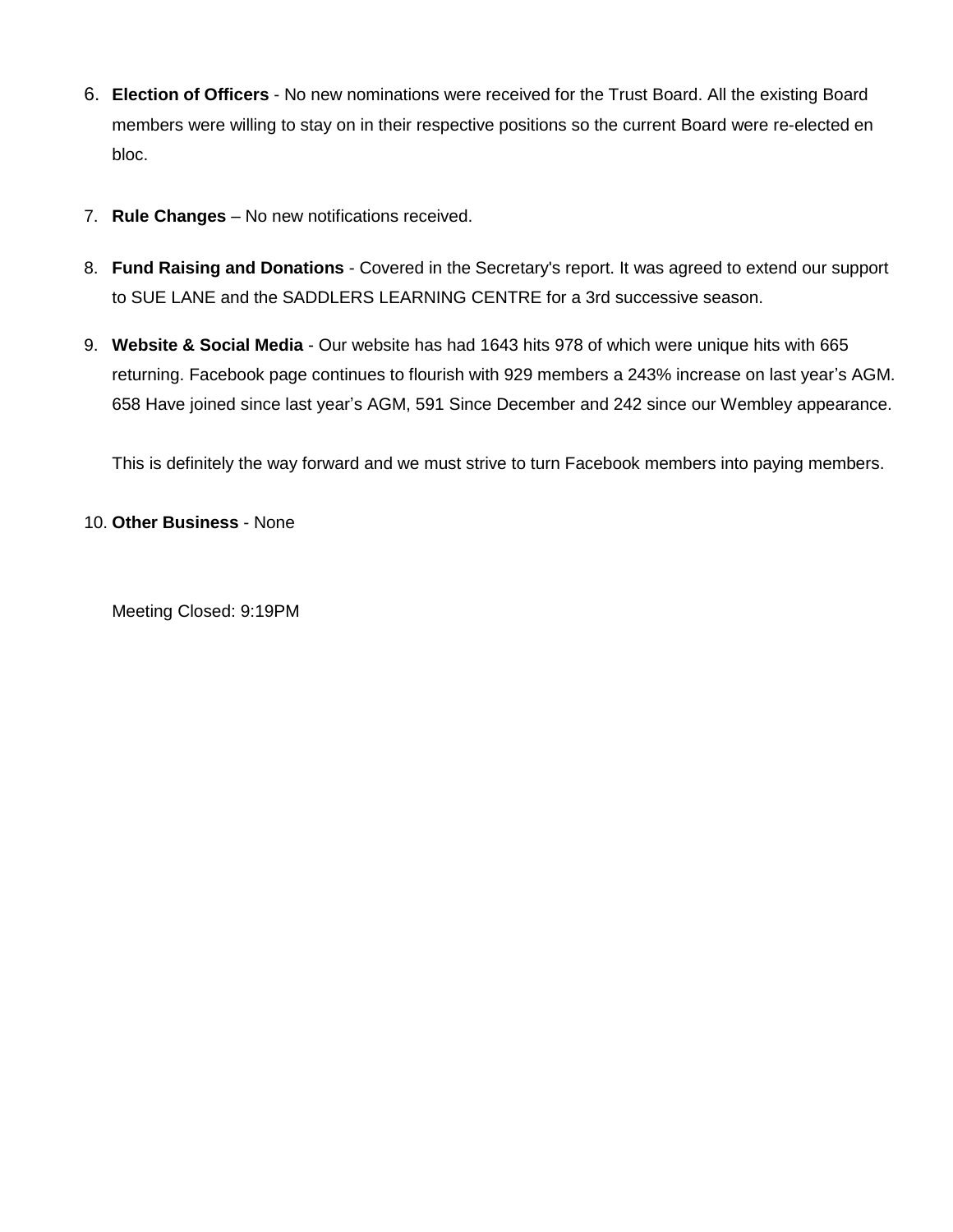6. **Election of Officers** - No new nominations were received for the Trust Board. All the existing Board members were willing to stay on in their respective positions so the current Board were re-elected en bloc.

7. **Rule Changes** – No new notifications received.

8. **Fund Raising and Donations** - Covered in the Secretary's report. It was agreed to extend our support to SUE LANE and the SADDLERS LEARNING CENTRE for a 3rd successive season.

9. **Website & Social Media** - Our website has had 1643 hits 978 of which were unique hits with 665 returning. Facebook page continues to flourish with 929 members a 243% increase on last year's AGM. 658 Have joined since last year's AGM, 591 Since December and 242 since our Wembley appearance.

   This is definitely the way forward and we must strive to turn Facebook members into paying members.

10. **Other Business** - None

Meeting Closed: 9:19PM